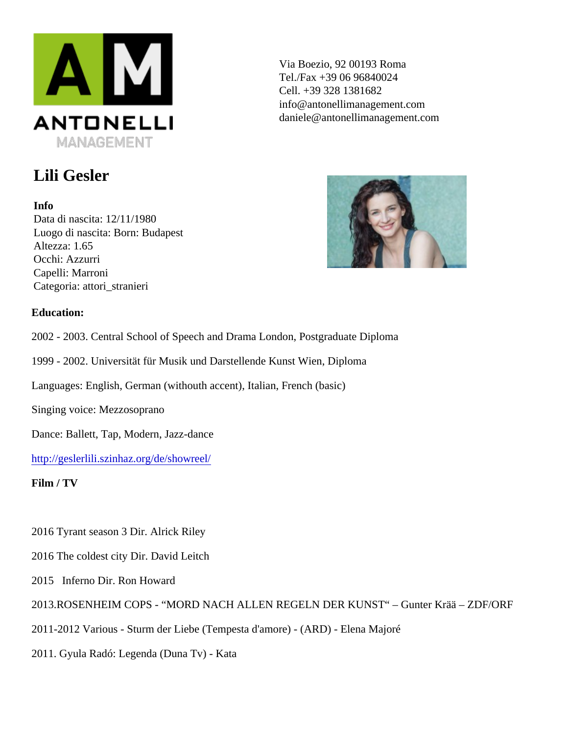ANTONELLI MANAGEMENT

Via Boezio, 92 00193 Roma
Tel./Fax +39 06 96840024
Cell. +39 328 1381682
info@antonellimanagement.com
daniele@antonellimanagement.com

# Lili Gesler

**Info**

Data di nascita: 12/11/1980
Luogo di nascita: Born: Budapest
Altezza: 1.65
Occhi: Azzurri
Capelli: Marroni
Categoria: attori_stranieri

**Education:**

2002 - 2003. Central School of Speech and Drama London, Postgraduate Diploma

1999 - 2002. Universität für Musik und Darstellende Kunst Wien, Diploma

Languages: English, German (withouth accent), Italian, French (basic)

Singing voice: Mezzosoprano

Dance: Ballett, Tap, Modern, Jazz-dance

[http://geslerlili.szinhaz.org/de/showreel/](http://geslerlili.szinhaz.org/de/showreel/)

**Film / TV**

2016 Tyrant season 3 Dir. Alrick Riley

2016 The coldest city Dir. David Leitch

2015 Inferno Dir. Ron Howard

2013.ROSENHEIM COPS - "MORD NACH ALLEN REGELN DER KUNST" – Gunter Krää – ZDF/ORF

2011-2012 Various - Sturm der Liebe (Tempesta d'amore) - (ARD) - Elena Majoré

2011. Gyula Radó: Legenda (Duna Tv) - Kata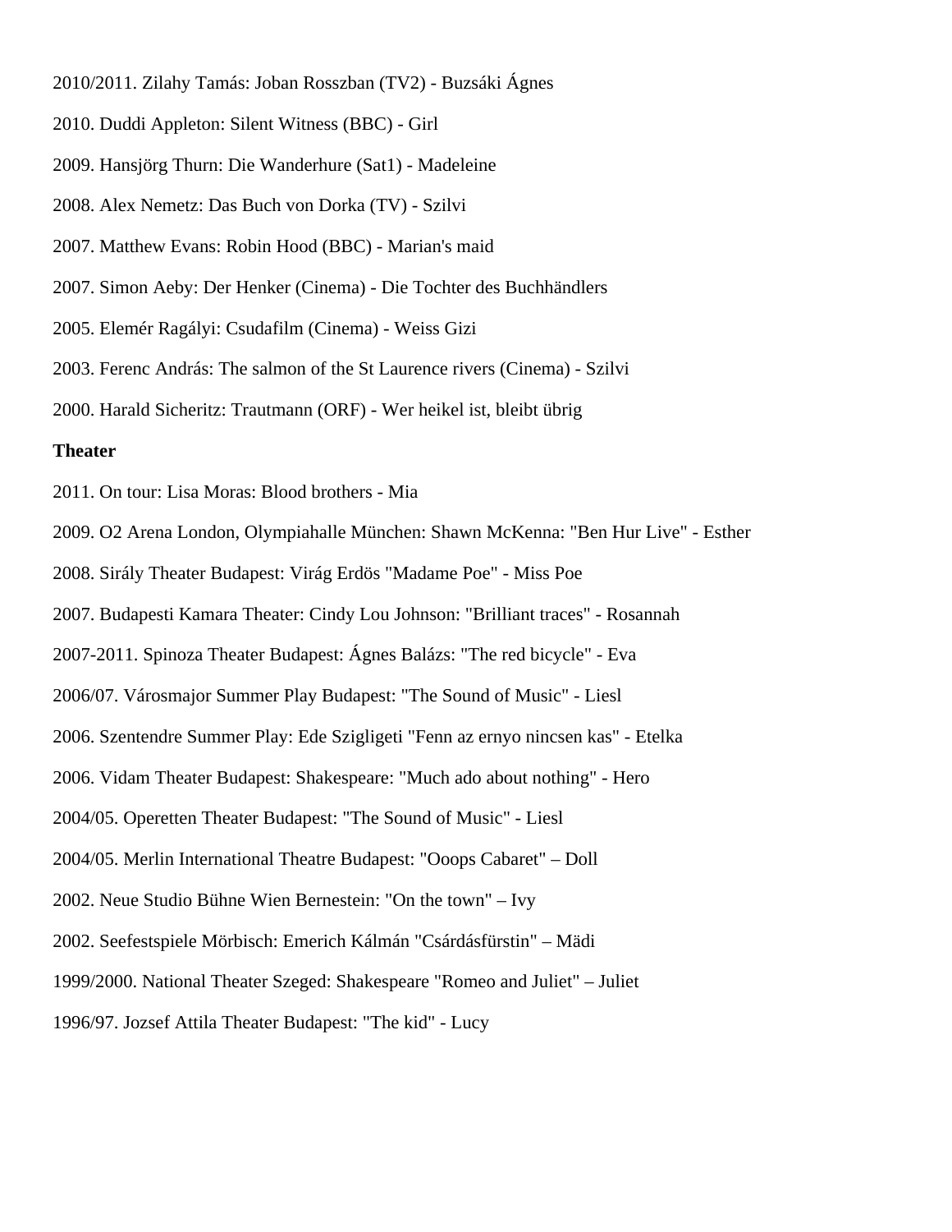2010/2011. Zilahy Tamás: Joban Rosszban (TV2) - Buzsáki Ágnes

2010. Duddi Appleton: Silent Witness (BBC) - Girl

2009. Hansjörg Thurn: Die Wanderhure (Sat1) - Madeleine

2008. Alex Nemetz: Das Buch von Dorka (TV) - Szilvi

2007. Matthew Evans: Robin Hood (BBC) - Marian's maid

2007. Simon Aeby: Der Henker (Cinema) - Die Tochter des Buchhändlers

2005. Elemér Ragályi: Csudafilm (Cinema) - Weiss Gizi

2003. Ferenc András: The salmon of the St Laurence rivers (Cinema) - Szilvi

2000. Harald Sicheritz: Trautmann (ORF) - Wer heikel ist, bleibt übrig

**Theater**

2011. On tour: Lisa Moras: Blood brothers - Mia

2009. O2 Arena London, Olympiahalle München: Shawn McKenna: "Ben Hur Live" - Esther

2008. Sirály Theater Budapest: Virág Erdös "Madame Poe" - Miss Poe

2007. Budapesti Kamara Theater: Cindy Lou Johnson: "Brilliant traces" - Rosannah

2007-2011. Spinoza Theater Budapest: Ágnes Balázs: "The red bicycle" - Eva

2006/07. Városmajor Summer Play Budapest: "The Sound of Music" - Liesl

2006. Szentendre Summer Play: Ede Szigligeti "Fenn az ernyo nincsen kas" - Etelka

2006. Vidam Theater Budapest: Shakespeare: "Much ado about nothing" - Hero

2004/05. Operetten Theater Budapest: "The Sound of Music" - Liesl

2004/05. Merlin International Theatre Budapest: "Ooops Cabaret" – Doll

2002. Neue Studio Bühne Wien Bernestein: "On the town" – Ivy

2002. Seefestspiele Mörbisch: Emerich Kálmán "Csárdásfürstin" – Mädi

1999/2000. National Theater Szeged: Shakespeare "Romeo and Juliet" – Juliet

1996/97. Jozsef Attila Theater Budapest: "The kid" - Lucy